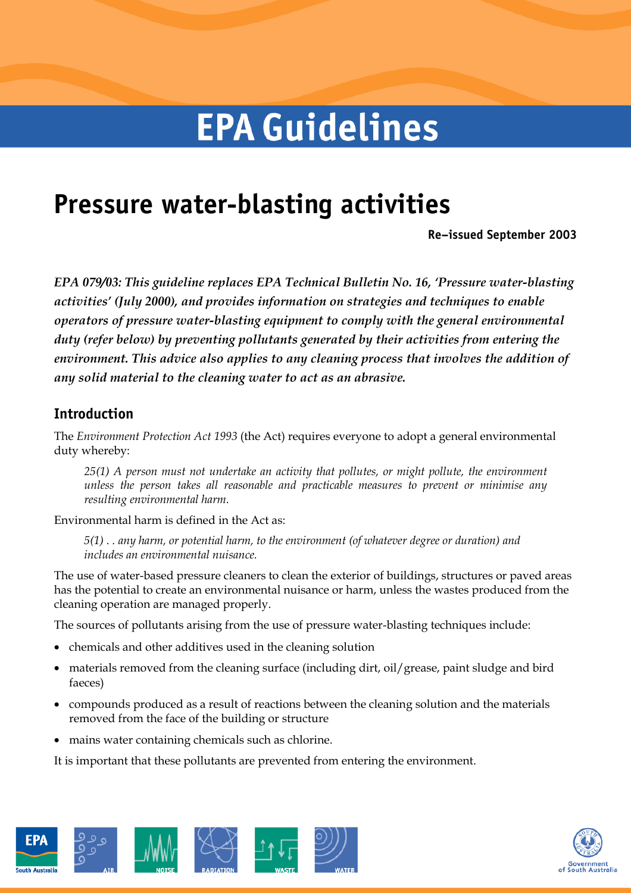# EPA Guidelines

## Pressure water-blasting activities

**Re–issued September 2003**

***EPA 079/03: This guideline replaces EPA Technical Bulletin No. 16, 'Pressure water-blasting activities' (July 2000), and provides information on strategies and techniques to enable operators of pressure water-blasting equipment to comply with the general environmental duty (refer below) by preventing pollutants generated by their activities from entering the environment. This advice also applies to any cleaning process that involves the addition of any solid material to the cleaning water to act as an abrasive.***

### Introduction

The *Environment Protection Act 1993* (the Act) requires everyone to adopt a general environmental duty whereby:

> *25(1) A person must not undertake an activity that pollutes, or might pollute, the environment unless the person takes all reasonable and practicable measures to prevent or minimise any resulting environmental harm.*

Environmental harm is defined in the Act as:

> *5(1) . . any harm, or potential harm, to the environment (of whatever degree or duration) and includes an environmental nuisance.*

The use of water-based pressure cleaners to clean the exterior of buildings, structures or paved areas has the potential to create an environmental nuisance or harm, unless the wastes produced from the cleaning operation are managed properly.

The sources of pollutants arising from the use of pressure water-blasting techniques include:

- chemicals and other additives used in the cleaning solution
- materials removed from the cleaning surface (including dirt, oil/grease, paint sludge and bird faeces)
- compounds produced as a result of reactions between the cleaning solution and the materials removed from the face of the building or structure
- mains water containing chemicals such as chlorine.

It is important that these pollutants are prevented from entering the environment.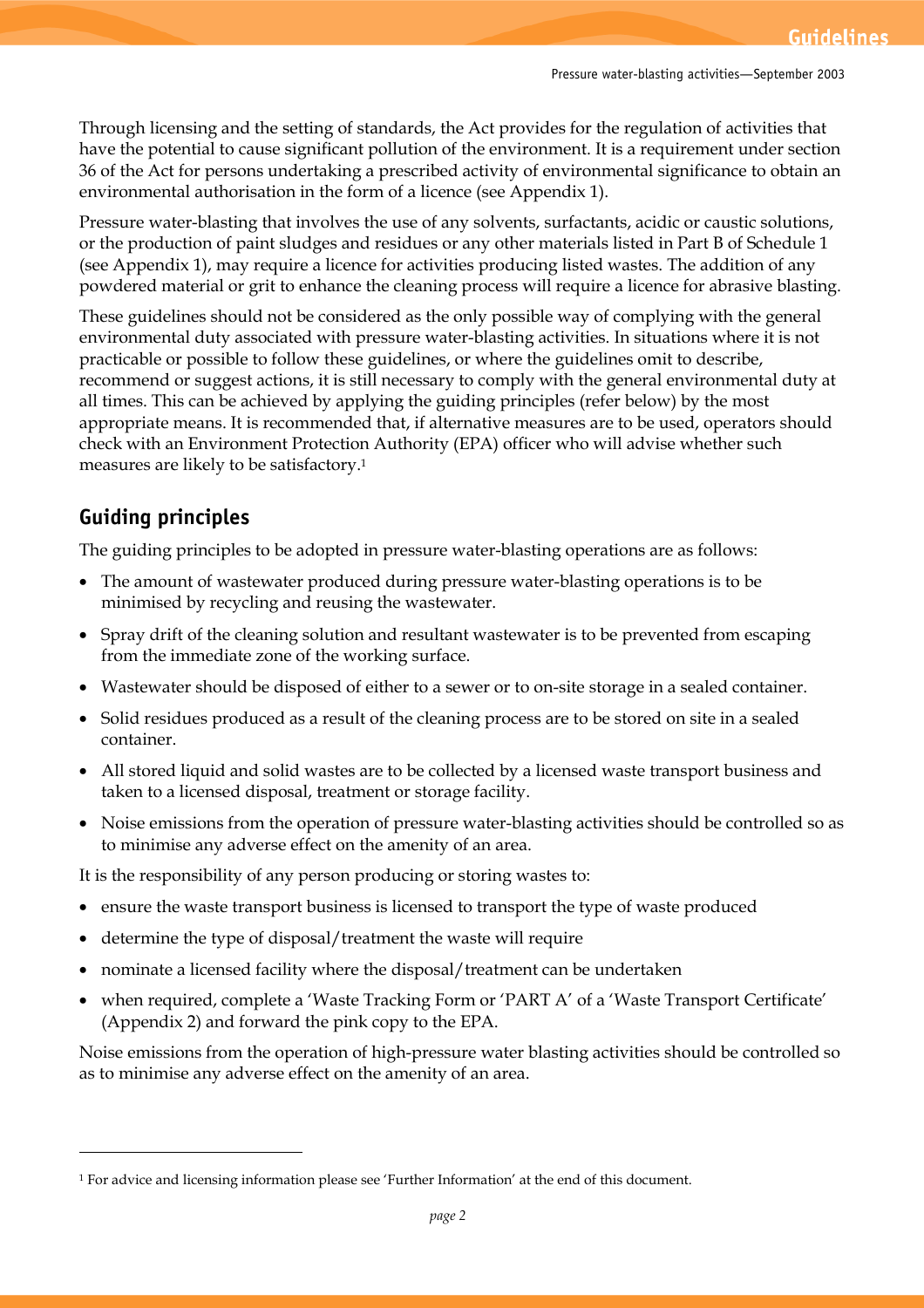Through licensing and the setting of standards, the Act provides for the regulation of activities that have the potential to cause significant pollution of the environment. It is a requirement under section 36 of the Act for persons undertaking a prescribed activity of environmental significance to obtain an environmental authorisation in the form of a licence (see Appendix 1).

Pressure water-blasting that involves the use of any solvents, surfactants, acidic or caustic solutions, or the production of paint sludges and residues or any other materials listed in Part B of Schedule 1 (see Appendix 1), may require a licence for activities producing listed wastes. The addition of any powdered material or grit to enhance the cleaning process will require a licence for abrasive blasting.

These guidelines should not be considered as the only possible way of complying with the general environmental duty associated with pressure water-blasting activities. In situations where it is not practicable or possible to follow these guidelines, or where the guidelines omit to describe, recommend or suggest actions, it is still necessary to comply with the general environmental duty at all times. This can be achieved by applying the guiding principles (refer below) by the most appropriate means. It is recommended that, if alternative measures are to be used, operators should check with an Environment Protection Authority (EPA) officer who will advise whether such measures are likely to be satisfactory.[1]

## Guiding principles

The guiding principles to be adopted in pressure water-blasting operations are as follows:

- The amount of wastewater produced during pressure water-blasting operations is to be minimised by recycling and reusing the wastewater.
- Spray drift of the cleaning solution and resultant wastewater is to be prevented from escaping from the immediate zone of the working surface.
- Wastewater should be disposed of either to a sewer or to on-site storage in a sealed container.
- Solid residues produced as a result of the cleaning process are to be stored on site in a sealed container.
- All stored liquid and solid wastes are to be collected by a licensed waste transport business and taken to a licensed disposal, treatment or storage facility.
- Noise emissions from the operation of pressure water-blasting activities should be controlled so as to minimise any adverse effect on the amenity of an area.

It is the responsibility of any person producing or storing wastes to:

- ensure the waste transport business is licensed to transport the type of waste produced
- determine the type of disposal/treatment the waste will require
- nominate a licensed facility where the disposal/treatment can be undertaken
- when required, complete a 'Waste Tracking Form or 'PART A' of a 'Waste Transport Certificate' (Appendix 2) and forward the pink copy to the EPA.

Noise emissions from the operation of high-pressure water blasting activities should be controlled so as to minimise any adverse effect on the amenity of an area.

---

[1] For advice and licensing information please see 'Further Information' at the end of this document.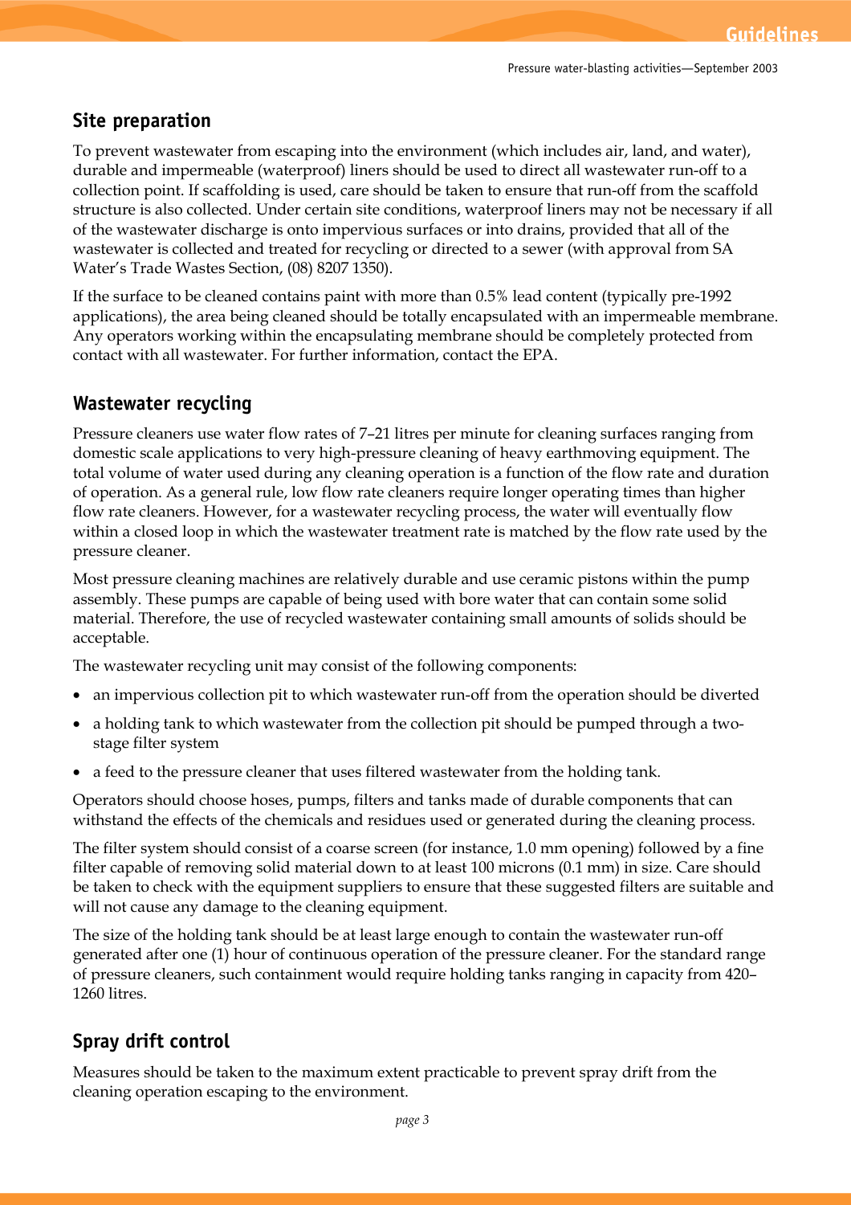## Site preparation

To prevent wastewater from escaping into the environment (which includes air, land, and water), durable and impermeable (waterproof) liners should be used to direct all wastewater run-off to a collection point. If scaffolding is used, care should be taken to ensure that run-off from the scaffold structure is also collected. Under certain site conditions, waterproof liners may not be necessary if all of the wastewater discharge is onto impervious surfaces or into drains, provided that all of the wastewater is collected and treated for recycling or directed to a sewer (with approval from SA Water's Trade Wastes Section, (08) 8207 1350).

If the surface to be cleaned contains paint with more than 0.5% lead content (typically pre-1992 applications), the area being cleaned should be totally encapsulated with an impermeable membrane. Any operators working within the encapsulating membrane should be completely protected from contact with all wastewater. For further information, contact the EPA.

## Wastewater recycling

Pressure cleaners use water flow rates of 7–21 litres per minute for cleaning surfaces ranging from domestic scale applications to very high-pressure cleaning of heavy earthmoving equipment. The total volume of water used during any cleaning operation is a function of the flow rate and duration of operation. As a general rule, low flow rate cleaners require longer operating times than higher flow rate cleaners. However, for a wastewater recycling process, the water will eventually flow within a closed loop in which the wastewater treatment rate is matched by the flow rate used by the pressure cleaner.

Most pressure cleaning machines are relatively durable and use ceramic pistons within the pump assembly. These pumps are capable of being used with bore water that can contain some solid material. Therefore, the use of recycled wastewater containing small amounts of solids should be acceptable.

The wastewater recycling unit may consist of the following components:

- an impervious collection pit to which wastewater run-off from the operation should be diverted
- a holding tank to which wastewater from the collection pit should be pumped through a two-stage filter system
- a feed to the pressure cleaner that uses filtered wastewater from the holding tank.

Operators should choose hoses, pumps, filters and tanks made of durable components that can withstand the effects of the chemicals and residues used or generated during the cleaning process.

The filter system should consist of a coarse screen (for instance, 1.0 mm opening) followed by a fine filter capable of removing solid material down to at least 100 microns (0.1 mm) in size. Care should be taken to check with the equipment suppliers to ensure that these suggested filters are suitable and will not cause any damage to the cleaning equipment.

The size of the holding tank should be at least large enough to contain the wastewater run-off generated after one (1) hour of continuous operation of the pressure cleaner. For the standard range of pressure cleaners, such containment would require holding tanks ranging in capacity from 420–1260 litres.

## Spray drift control

Measures should be taken to the maximum extent practicable to prevent spray drift from the cleaning operation escaping to the environment.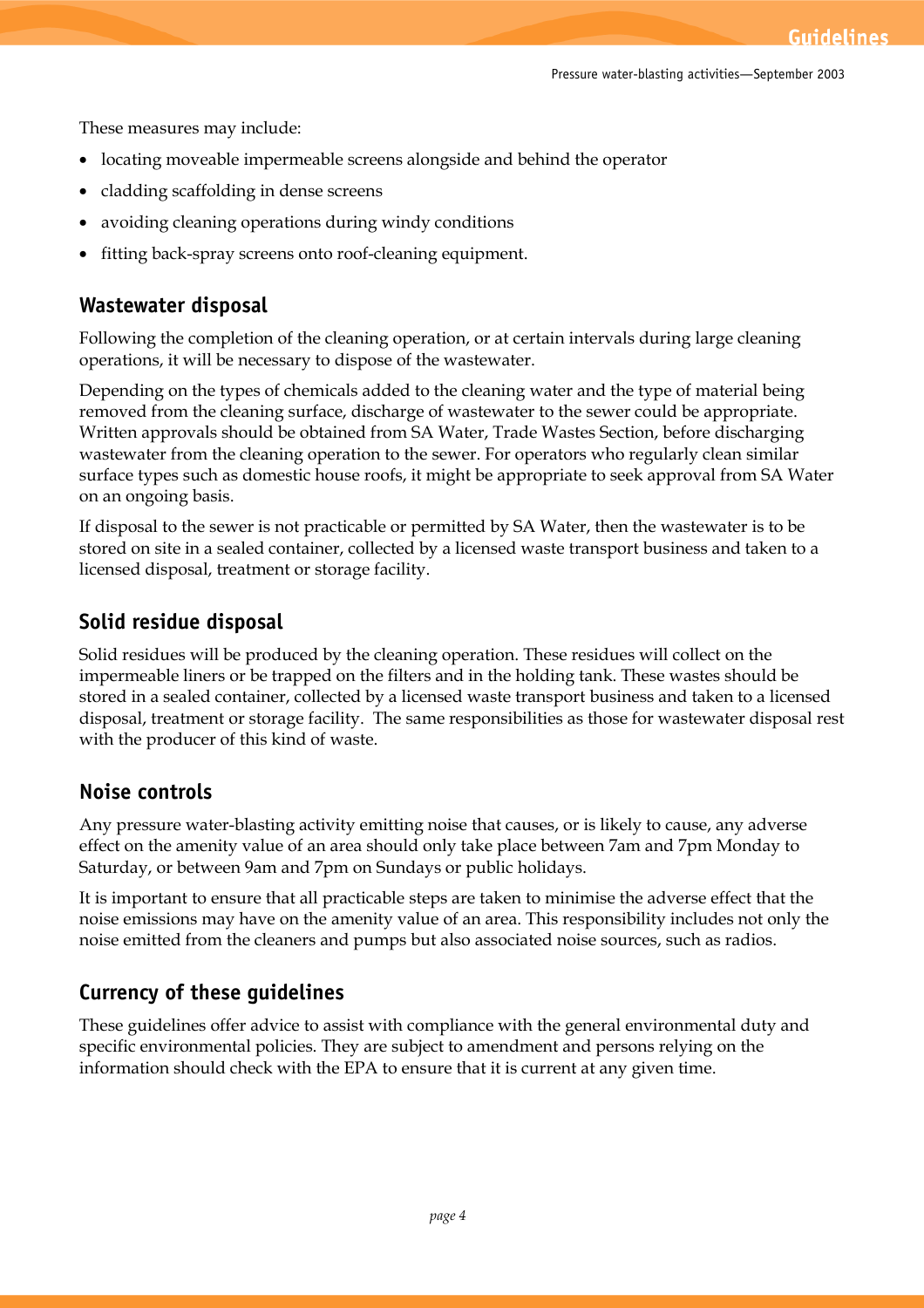These measures may include:

- locating moveable impermeable screens alongside and behind the operator
- cladding scaffolding in dense screens
- avoiding cleaning operations during windy conditions
- fitting back-spray screens onto roof-cleaning equipment.

## Wastewater disposal

Following the completion of the cleaning operation, or at certain intervals during large cleaning operations, it will be necessary to dispose of the wastewater.

Depending on the types of chemicals added to the cleaning water and the type of material being removed from the cleaning surface, discharge of wastewater to the sewer could be appropriate. Written approvals should be obtained from SA Water, Trade Wastes Section, before discharging wastewater from the cleaning operation to the sewer. For operators who regularly clean similar surface types such as domestic house roofs, it might be appropriate to seek approval from SA Water on an ongoing basis.

If disposal to the sewer is not practicable or permitted by SA Water, then the wastewater is to be stored on site in a sealed container, collected by a licensed waste transport business and taken to a licensed disposal, treatment or storage facility.

## Solid residue disposal

Solid residues will be produced by the cleaning operation. These residues will collect on the impermeable liners or be trapped on the filters and in the holding tank. These wastes should be stored in a sealed container, collected by a licensed waste transport business and taken to a licensed disposal, treatment or storage facility. The same responsibilities as those for wastewater disposal rest with the producer of this kind of waste.

## Noise controls

Any pressure water-blasting activity emitting noise that causes, or is likely to cause, any adverse effect on the amenity value of an area should only take place between 7am and 7pm Monday to Saturday, or between 9am and 7pm on Sundays or public holidays.

It is important to ensure that all practicable steps are taken to minimise the adverse effect that the noise emissions may have on the amenity value of an area. This responsibility includes not only the noise emitted from the cleaners and pumps but also associated noise sources, such as radios.

## Currency of these guidelines

These guidelines offer advice to assist with compliance with the general environmental duty and specific environmental policies. They are subject to amendment and persons relying on the information should check with the EPA to ensure that it is current at any given time.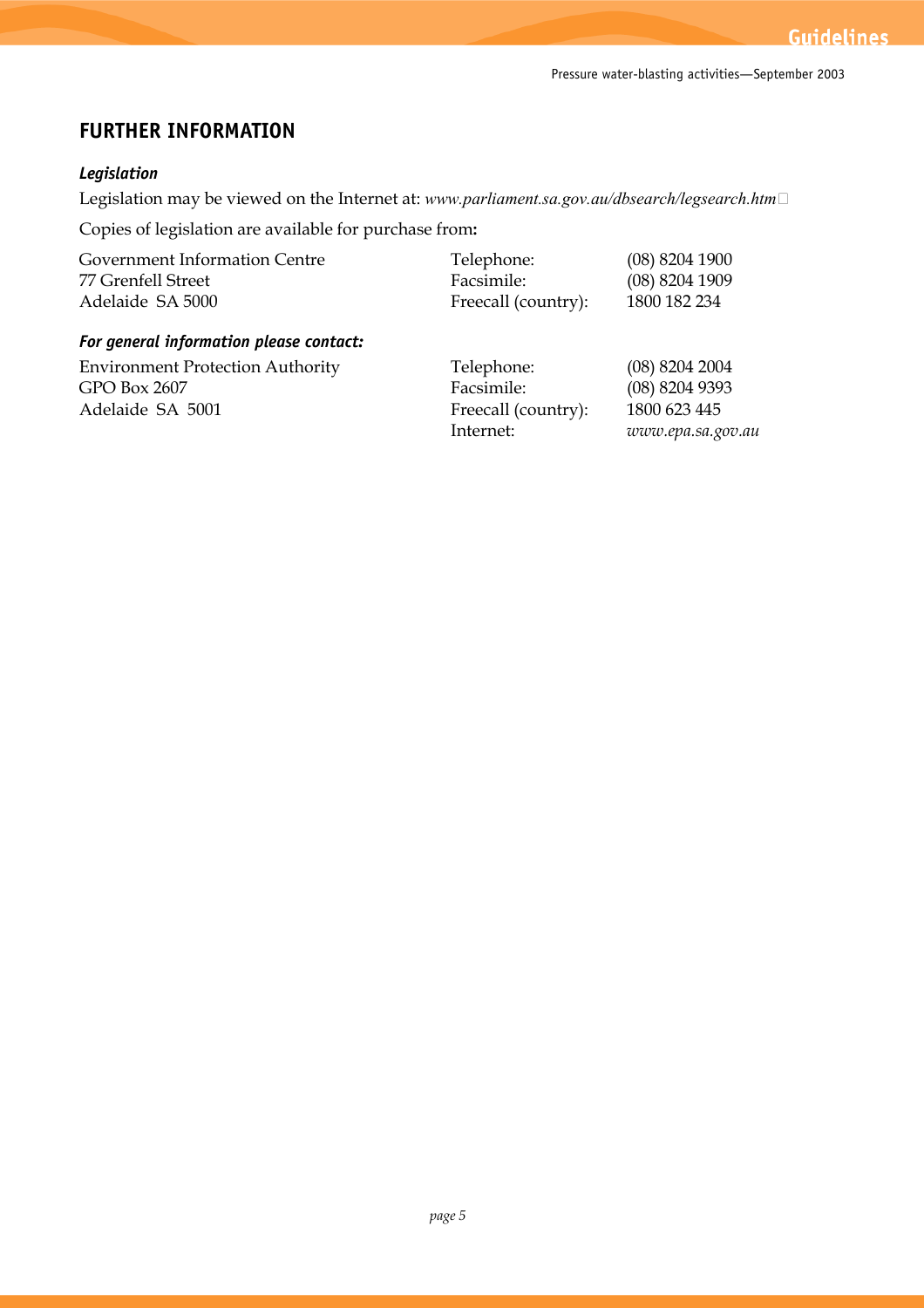## FURTHER INFORMATION

### *Legislation*

Legislation may be viewed on the Internet at: *www.parliament.sa.gov.au/dbsearch/legsearch.htm*

Copies of legislation are available for purchase from**:**

| | | |
|---|---|---|
| Government Information Centre | Telephone: | (08) 8204 1900 |
| 77 Grenfell Street | Facsimile: | (08) 8204 1909 |
| Adelaide SA 5000 | Freecall (country): | 1800 182 234 |

### *For general information please contact:*

| | | |
|---|---|---|
| Environment Protection Authority | Telephone: | (08) 8204 2004 |
| GPO Box 2607 | Facsimile: | (08) 8204 9393 |
| Adelaide SA 5001 | Freecall (country): | 1800 623 445 |
| | Internet: | *www.epa.sa.gov.au* |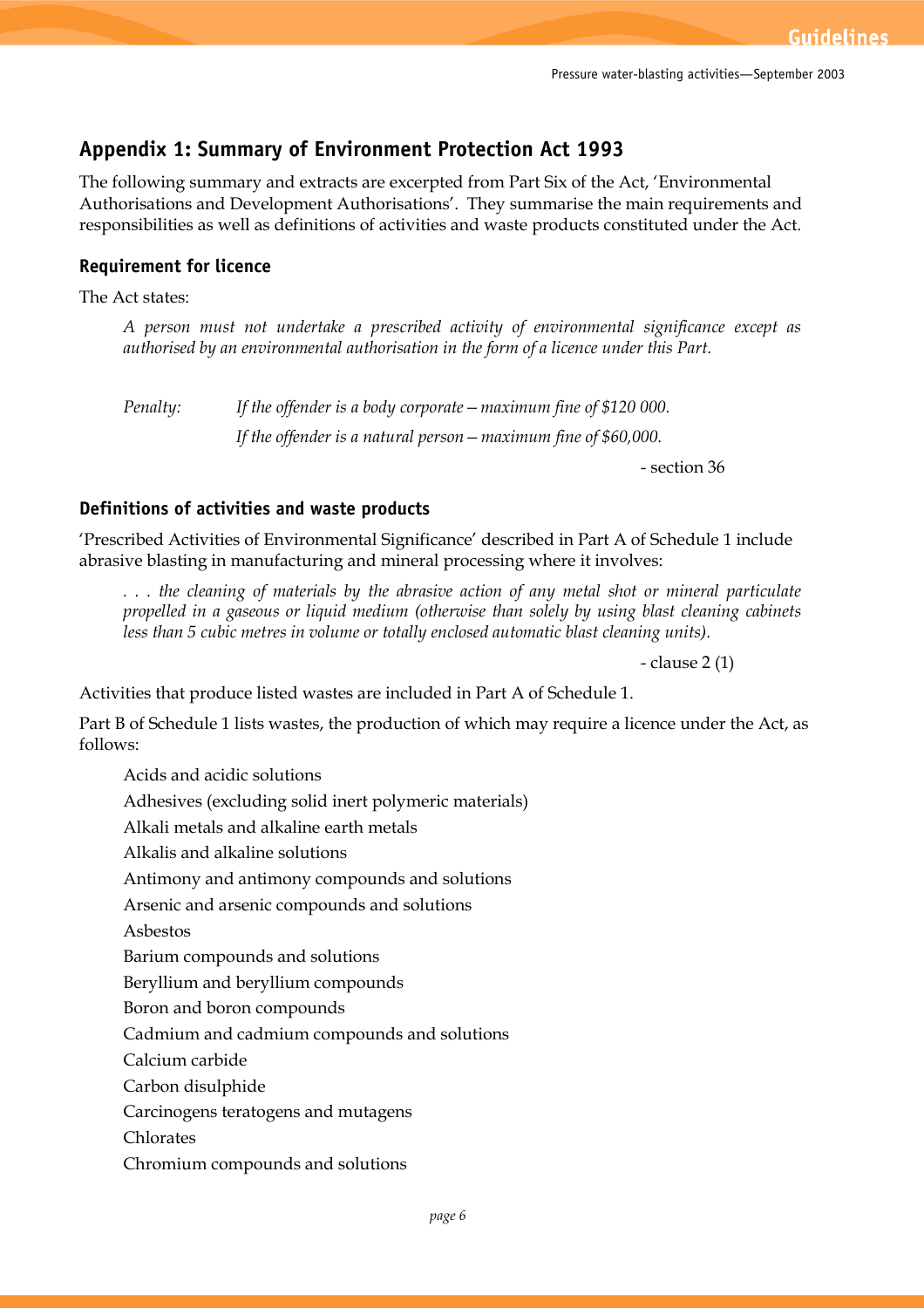## Appendix 1: Summary of Environment Protection Act 1993

The following summary and extracts are excerpted from Part Six of the Act, 'Environmental Authorisations and Development Authorisations'. They summarise the main requirements and responsibilities as well as definitions of activities and waste products constituted under the Act.

### Requirement for licence

The Act states:

> *A person must not undertake a prescribed activity of environmental significance except as authorised by an environmental authorisation in the form of a licence under this Part.*
>
> *Penalty:* *If the offender is a body corporate—maximum fine of $120 000.*
>
> *If the offender is a natural person—maximum fine of $60,000.*
>
> \- section 36

### Definitions of activities and waste products

'Prescribed Activities of Environmental Significance' described in Part A of Schedule 1 include abrasive blasting in manufacturing and mineral processing where it involves:

> *. . . the cleaning of materials by the abrasive action of any metal shot or mineral particulate propelled in a gaseous or liquid medium (otherwise than solely by using blast cleaning cabinets less than 5 cubic metres in volume or totally enclosed automatic blast cleaning units).*
>
> \- clause 2 (1)

Activities that produce listed wastes are included in Part A of Schedule 1.

Part B of Schedule 1 lists wastes, the production of which may require a licence under the Act, as follows:

- Acids and acidic solutions
- Adhesives (excluding solid inert polymeric materials)
- Alkali metals and alkaline earth metals
- Alkalis and alkaline solutions
- Antimony and antimony compounds and solutions
- Arsenic and arsenic compounds and solutions
- Asbestos
- Barium compounds and solutions
- Beryllium and beryllium compounds
- Boron and boron compounds
- Cadmium and cadmium compounds and solutions
- Calcium carbide
- Carbon disulphide
- Carcinogens teratogens and mutagens
- Chlorates
- Chromium compounds and solutions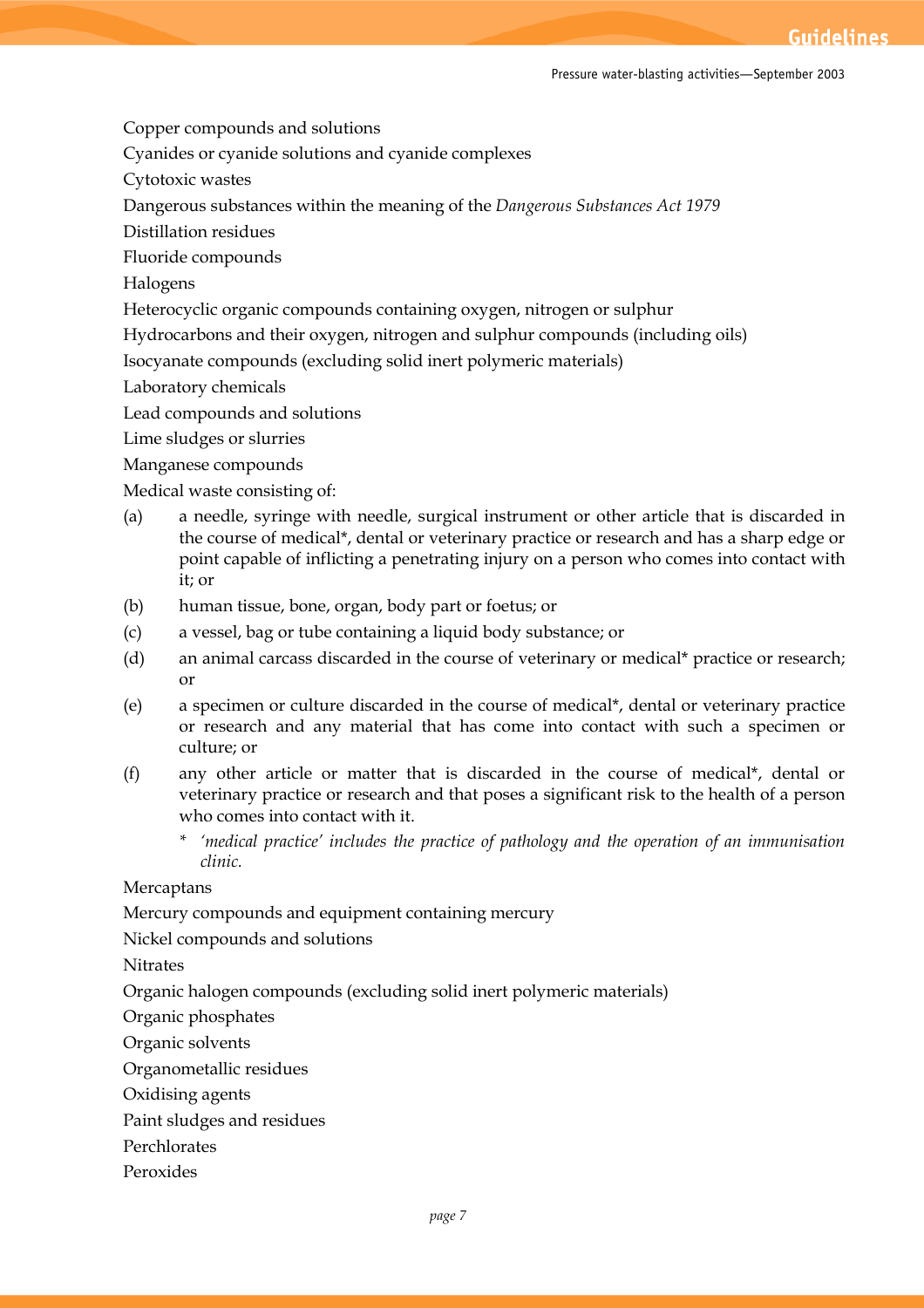Copper compounds and solutions

Cyanides or cyanide solutions and cyanide complexes

Cytotoxic wastes

Dangerous substances within the meaning of the *Dangerous Substances Act 1979*

Distillation residues

Fluoride compounds

Halogens

Heterocyclic organic compounds containing oxygen, nitrogen or sulphur

Hydrocarbons and their oxygen, nitrogen and sulphur compounds (including oils)

Isocyanate compounds (excluding solid inert polymeric materials)

Laboratory chemicals

Lead compounds and solutions

Lime sludges or slurries

Manganese compounds

Medical waste consisting of:

(a) a needle, syringe with needle, surgical instrument or other article that is discarded in the course of medical*, dental or veterinary practice or research and has a sharp edge or point capable of inflicting a penetrating injury on a person who comes into contact with it; or

(b) human tissue, bone, organ, body part or foetus; or

(c) a vessel, bag or tube containing a liquid body substance; or

(d) an animal carcass discarded in the course of veterinary or medical* practice or research; or

(e) a specimen or culture discarded in the course of medical*, dental or veterinary practice or research and any material that has come into contact with such a specimen or culture; or

(f) any other article or matter that is discarded in the course of medical*, dental or veterinary practice or research and that poses a significant risk to the health of a person who comes into contact with it.

\* *'medical practice' includes the practice of pathology and the operation of an immunisation clinic.*

Mercaptans

Mercury compounds and equipment containing mercury

Nickel compounds and solutions

Nitrates

Organic halogen compounds (excluding solid inert polymeric materials)

Organic phosphates

Organic solvents

Organometallic residues

Oxidising agents

Paint sludges and residues

Perchlorates

Peroxides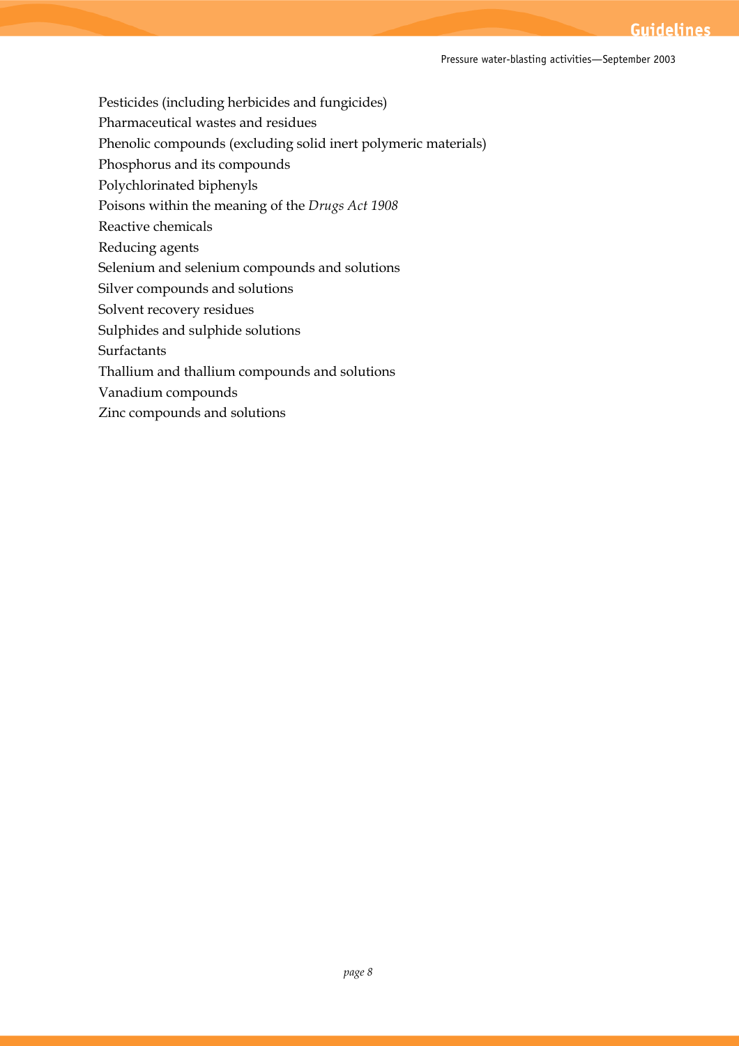Pesticides (including herbicides and fungicides)

Pharmaceutical wastes and residues

Phenolic compounds (excluding solid inert polymeric materials)

Phosphorus and its compounds

Polychlorinated biphenyls

Poisons within the meaning of the *Drugs Act 1908*

Reactive chemicals

Reducing agents

Selenium and selenium compounds and solutions

Silver compounds and solutions

Solvent recovery residues

Sulphides and sulphide solutions

Surfactants

Thallium and thallium compounds and solutions

Vanadium compounds

Zinc compounds and solutions